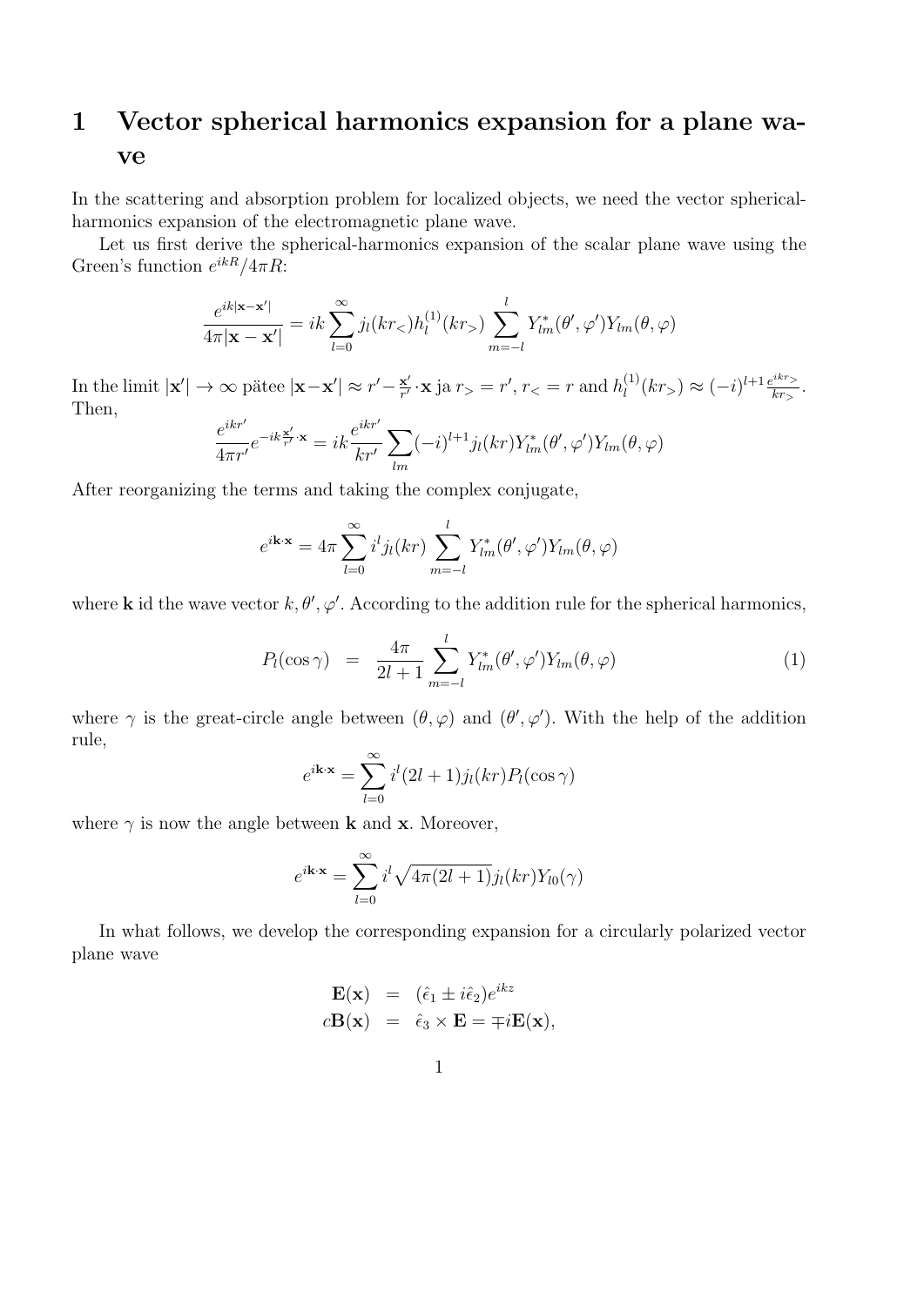# 1 Vector spherical harmonics expansion for a plane wave

In the scattering and absorption problem for localized objects, we need the vector spherical-harmonics expansion of the electromagnetic plane wave.

Let us first derive the spherical-harmonics expansion of the scalar plane wave using the Green's function $e^{ikR}/4\pi R$:

$$\frac{e^{ik|\mathbf{x}-\mathbf{x}'|}}{4\pi|\mathbf{x}-\mathbf{x}'|} = ik\sum_{l=0}^{\infty} j_l(kr_<)h_l^{(1)}(kr_>)\sum_{m=-l}^{l} Y_{lm}^*(\theta',\varphi')Y_{lm}(\theta,\varphi)$$

In the limit $|\mathbf{x}'|\to\infty$ pätee $|\mathbf{x}-\mathbf{x}'|\approx r'-\frac{\mathbf{x}'}{r'}\cdot\mathbf{x}$ ja $r_>=r'$, $r_<=r$ and $h_l^{(1)}(kr_>)\approx(-i)^{l+1}\frac{e^{ikr_>}}{kr_>}$. Then,

$$\frac{e^{ikr'}}{4\pi r'}e^{-ik\frac{\mathbf{x}'}{r'}\cdot\mathbf{x}} = ik\frac{e^{ikr'}}{kr'}\sum_{lm}(-i)^{l+1}j_l(kr)Y_{lm}^*(\theta',\varphi')Y_{lm}(\theta,\varphi)$$

After reorganizing the terms and taking the complex conjugate,

$$e^{i\mathbf{k}\cdot\mathbf{x}} = 4\pi\sum_{l=0}^{\infty} i^l j_l(kr)\sum_{m=-l}^{l}Y_{lm}^*(\theta',\varphi')Y_{lm}(\theta,\varphi)$$

where $\mathbf{k}$ id the wave vector $k,\theta',\varphi'$. According to the addition rule for the spherical harmonics,

$$P_l(\cos\gamma) = \frac{4\pi}{2l+1}\sum_{m=-l}^{l}Y_{lm}^*(\theta',\varphi')Y_{lm}(\theta,\varphi) \tag{1}$$

where $\gamma$ is the great-circle angle between $(\theta,\varphi)$ and $(\theta',\varphi')$. With the help of the addition rule,

$$e^{i\mathbf{k}\cdot\mathbf{x}} = \sum_{l=0}^{\infty} i^l(2l+1)j_l(kr)P_l(\cos\gamma)$$

where $\gamma$ is now the angle between $\mathbf{k}$ and $\mathbf{x}$. Moreover,

$$e^{i\mathbf{k}\cdot\mathbf{x}} = \sum_{l=0}^{\infty} i^l\sqrt{4\pi(2l+1)}j_l(kr)Y_{l0}(\gamma)$$

In what follows, we develop the corresponding expansion for a circularly polarized vector plane wave

$$\begin{aligned}\mathbf{E}(\mathbf{x}) &= (\hat{\epsilon}_1 \pm i\hat{\epsilon}_2)e^{ikz}\\ c\mathbf{B}(\mathbf{x}) &= \hat{\epsilon}_3\times\mathbf{E} = \mp i\mathbf{E}(\mathbf{x}),\end{aligned}$$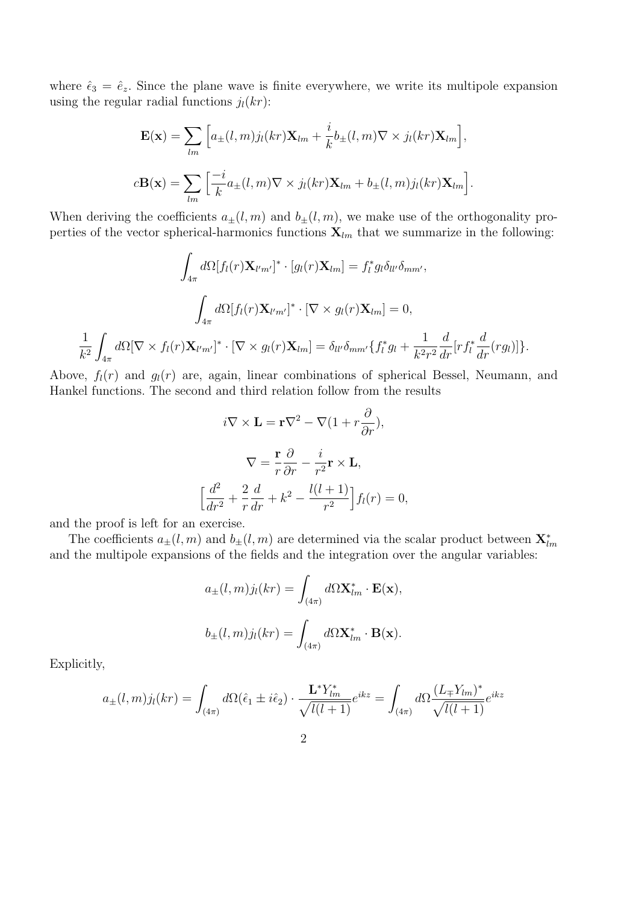where $\hat{\epsilon}_3 = \hat{e}_z$. Since the plane wave is finite everywhere, we write its multipole expansion using the regular radial functions $j_l(kr)$:

$$\mathbf{E}(\mathbf{x}) = \sum_{lm} \Big[ a_\pm(l,m) j_l(kr) \mathbf{X}_{lm} + \frac{i}{k} b_\pm(l,m) \nabla \times j_l(kr) \mathbf{X}_{lm} \Big],$$

$$c\mathbf{B}(\mathbf{x}) = \sum_{lm} \Big[ \frac{-i}{k} a_\pm(l,m) \nabla \times j_l(kr) \mathbf{X}_{lm} + b_\pm(l,m) j_l(kr) \mathbf{X}_{lm} \Big].$$

When deriving the coefficients $a_\pm(l,m)$ and $b_\pm(l,m)$, we make use of the orthogonality properties of the vector spherical-harmonics functions $\mathbf{X}_{lm}$ that we summarize in the following:

$$\int_{4\pi} d\Omega [f_l(r) \mathbf{X}_{l'm'}]^* \cdot [g_l(r) \mathbf{X}_{lm}] = f_l^* g_l \delta_{ll'} \delta_{mm'},$$

$$\int_{4\pi} d\Omega [f_l(r) \mathbf{X}_{l'm'}]^* \cdot [\nabla \times g_l(r) \mathbf{X}_{lm}] = 0,$$

$$\frac{1}{k^2} \int_{4\pi} d\Omega [\nabla \times f_l(r) \mathbf{X}_{l'm'}]^* \cdot [\nabla \times g_l(r) \mathbf{X}_{lm}] = \delta_{ll'} \delta_{mm'} \{ f_l^* g_l + \frac{1}{k^2 r^2} \frac{d}{dr} [r f_l^* \frac{d}{dr}(r g_l)] \}.$$

Above, $f_l(r)$ and $g_l(r)$ are, again, linear combinations of spherical Bessel, Neumann, and Hankel functions. The second and third relation follow from the results

$$i \nabla \times \mathbf{L} = \mathbf{r} \nabla^2 - \nabla (1 + r \frac{\partial}{\partial r}),$$

$$\nabla = \frac{\mathbf{r}}{r} \frac{\partial}{\partial r} - \frac{i}{r^2} \mathbf{r} \times \mathbf{L},$$

$$\Big[ \frac{d^2}{dr^2} + \frac{2}{r} \frac{d}{dr} + k^2 - \frac{l(l+1)}{r^2} \Big] f_l(r) = 0,$$

and the proof is left for an exercise.

The coefficients $a_\pm(l,m)$ and $b_\pm(l,m)$ are determined via the scalar product between $\mathbf{X}_{lm}^*$ and the multipole expansions of the fields and the integration over the angular variables:

$$a_\pm(l,m) j_l(kr) = \int_{(4\pi)} d\Omega \mathbf{X}_{lm}^* \cdot \mathbf{E}(\mathbf{x}),$$

$$b_\pm(l,m) j_l(kr) = \int_{(4\pi)} d\Omega \mathbf{X}_{lm}^* \cdot \mathbf{B}(\mathbf{x}).$$

Explicitly,

$$a_\pm(l,m) j_l(kr) = \int_{(4\pi)} d\Omega (\hat{\epsilon}_1 \pm i \hat{\epsilon}_2) \cdot \frac{\mathbf{L}^* Y_{lm}^*}{\sqrt{l(l+1)}} e^{ikz} = \int_{(4\pi)} d\Omega \frac{(L_\mp Y_{lm})^*}{\sqrt{l(l+1)}} e^{ikz}$$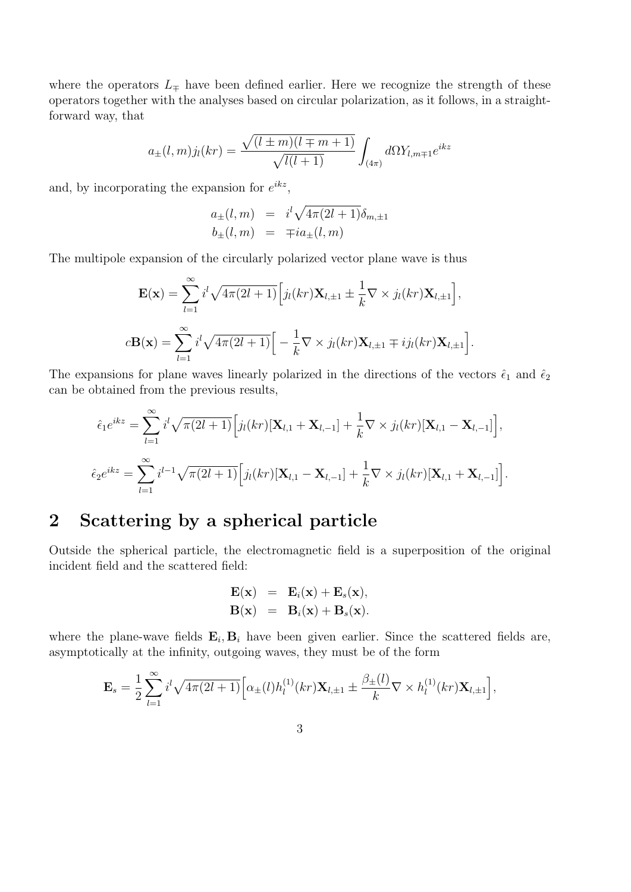where the operators $L_{\mp}$ have been defined earlier. Here we recognize the strength of these operators together with the analyses based on circular polarization, as it follows, in a straightforward way, that

$$a_{\pm}(l,m)j_l(kr) = \frac{\sqrt{(l \pm m)(l \mp m + 1)}}{\sqrt{l(l+1)}} \int_{(4\pi)} d\Omega Y_{l,m\mp 1} e^{ikz}$$

and, by incorporating the expansion for $e^{ikz}$,

$$\begin{aligned} a_{\pm}(l,m) &= i^l \sqrt{4\pi(2l+1)}\delta_{m,\pm 1} \\ b_{\pm}(l,m) &= \mp i a_{\pm}(l,m) \end{aligned}$$

The multipole expansion of the circularly polarized vector plane wave is thus

$$\mathbf{E}(\mathbf{x}) = \sum_{l=1}^{\infty} i^l \sqrt{4\pi(2l+1)} \Big[ j_l(kr)\mathbf{X}_{l,\pm 1} \pm \frac{1}{k}\nabla \times j_l(kr)\mathbf{X}_{l,\pm 1} \Big],$$

$$c\mathbf{B}(\mathbf{x}) = \sum_{l=1}^{\infty} i^l \sqrt{4\pi(2l+1)} \Big[ -\frac{1}{k}\nabla \times j_l(kr)\mathbf{X}_{l,\pm 1} \mp i j_l(kr)\mathbf{X}_{l,\pm 1} \Big].$$

The expansions for plane waves linearly polarized in the directions of the vectors $\hat{\epsilon}_1$ and $\hat{\epsilon}_2$ can be obtained from the previous results,

$$\hat{\epsilon}_1 e^{ikz} = \sum_{l=1}^{\infty} i^l \sqrt{\pi(2l+1)} \Big[ j_l(kr)[\mathbf{X}_{l,1} + \mathbf{X}_{l,-1}] + \frac{1}{k}\nabla \times j_l(kr)[\mathbf{X}_{l,1} - \mathbf{X}_{l,-1}] \Big],$$

$$\hat{\epsilon}_2 e^{ikz} = \sum_{l=1}^{\infty} i^{l-1} \sqrt{\pi(2l+1)} \Big[ j_l(kr)[\mathbf{X}_{l,1} - \mathbf{X}_{l,-1}] + \frac{1}{k}\nabla \times j_l(kr)[\mathbf{X}_{l,1} + \mathbf{X}_{l,-1}] \Big].$$

## 2 Scattering by a spherical particle

Outside the spherical particle, the electromagnetic field is a superposition of the original incident field and the scattered field:

$$\begin{aligned} \mathbf{E}(\mathbf{x}) &= \mathbf{E}_i(\mathbf{x}) + \mathbf{E}_s(\mathbf{x}), \\ \mathbf{B}(\mathbf{x}) &= \mathbf{B}_i(\mathbf{x}) + \mathbf{B}_s(\mathbf{x}). \end{aligned}$$

where the plane-wave fields $\mathbf{E}_i, \mathbf{B}_i$ have been given earlier. Since the scattered fields are, asymptotically at the infinity, outgoing waves, they must be of the form

$$\mathbf{E}_s = \frac{1}{2}\sum_{l=1}^{\infty} i^l \sqrt{4\pi(2l+1)} \Big[ \alpha_{\pm}(l) h_l^{(1)}(kr)\mathbf{X}_{l,\pm 1} \pm \frac{\beta_{\pm}(l)}{k}\nabla \times h_l^{(1)}(kr)\mathbf{X}_{l,\pm 1} \Big],$$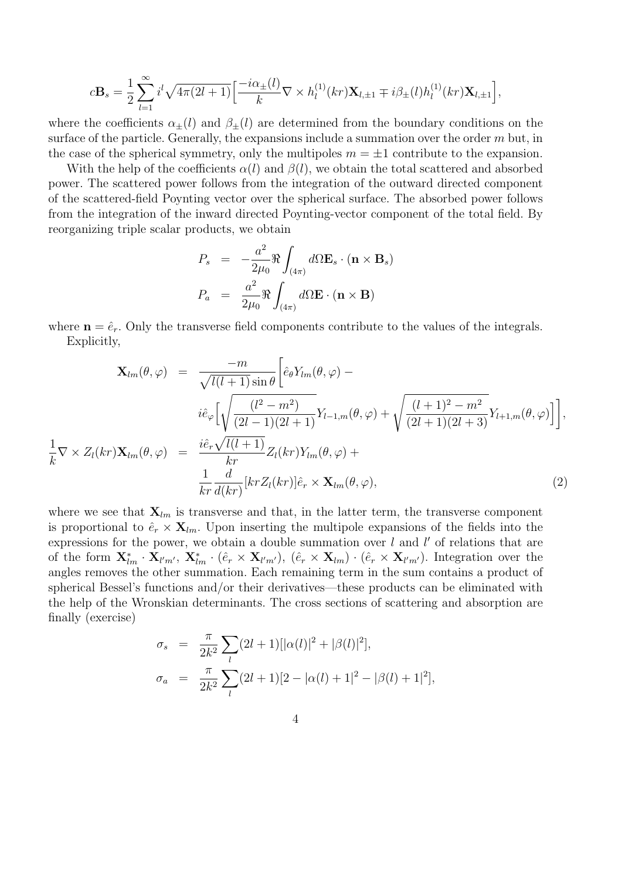$$c\mathbf{B}_s = \frac{1}{2}\sum_{l=1}^{\infty} i^l \sqrt{4\pi(2l+1)}\Big[\frac{-i\alpha_\pm(l)}{k}\nabla\times h_l^{(1)}(kr)\mathbf{X}_{l,\pm1} \mp i\beta_\pm(l)h_l^{(1)}(kr)\mathbf{X}_{l,\pm1}\Big],$$

where the coefficients $\alpha_\pm(l)$ and $\beta_\pm(l)$ are determined from the boundary conditions on the surface of the particle. Generally, the expansions include a summation over the order $m$ but, in the case of the spherical symmetry, only the multipoles $m = \pm1$ contribute to the expansion.

With the help of the coefficients $\alpha(l)$ and $\beta(l)$, we obtain the total scattered and absorbed power. The scattered power follows from the integration of the outward directed component of the scattered-field Poynting vector over the spherical surface. The absorbed power follows from the integration of the inward directed Poynting-vector component of the total field. By reorganizing triple scalar products, we obtain

$$
\begin{aligned}
P_s &= -\frac{a^2}{2\mu_0}\Re\int_{(4\pi)} d\Omega \mathbf{E}_s\cdot(\mathbf{n}\times\mathbf{B}_s)\\
P_a &= \frac{a^2}{2\mu_0}\Re\int_{(4\pi)} d\Omega \mathbf{E}\cdot(\mathbf{n}\times\mathbf{B})
\end{aligned}
$$

where $\mathbf{n} = \hat{e}_r$. Only the transverse field components contribute to the values of the integrals.

Explicitly,

$$
\begin{aligned}
\mathbf{X}_{lm}(\theta,\varphi) &= \frac{-m}{\sqrt{l(l+1)}\sin\theta}\Bigg[\hat{e}_\theta Y_{lm}(\theta,\varphi) - \\
&\quad i\hat{e}_\varphi\Big[\sqrt{\frac{(l^2-m^2)}{(2l-1)(2l+1)}}Y_{l-1,m}(\theta,\varphi) + \sqrt{\frac{(l+1)^2-m^2}{(2l+1)(2l+3)}}Y_{l+1,m}(\theta,\varphi)\Big]\Bigg],\\
\frac{1}{k}\nabla\times Z_l(kr)\mathbf{X}_{lm}(\theta,\varphi) &= \frac{i\hat{e}_r\sqrt{l(l+1)}}{kr}Z_l(kr)Y_{lm}(\theta,\varphi) + \\
&\quad \frac{1}{kr}\frac{d}{d(kr)}[krZ_l(kr)]\hat{e}_r\times\mathbf{X}_{lm}(\theta,\varphi), \qquad (2)
\end{aligned}
$$

where we see that $\mathbf{X}_{lm}$ is transverse and that, in the latter term, the transverse component is proportional to $\hat{e}_r\times\mathbf{X}_{lm}$. Upon inserting the multipole expansions of the fields into the expressions for the power, we obtain a double summation over $l$ and $l'$ of relations that are of the form $\mathbf{X}^*_{lm}\cdot\mathbf{X}_{l'm'}$, $\mathbf{X}^*_{lm}\cdot(\hat{e}_r\times\mathbf{X}_{l'm'})$, $(\hat{e}_r\times\mathbf{X}_{lm})\cdot(\hat{e}_r\times\mathbf{X}_{l'm'})$. Integration over the angles removes the other summation. Each remaining term in the sum contains a product of spherical Bessel's functions and/or their derivatives—these products can be eliminated with the help of the Wronskian determinants. The cross sections of scattering and absorption are finally (exercise)

$$
\begin{aligned}
\sigma_s &= \frac{\pi}{2k^2}\sum_l(2l+1)[|\alpha(l)|^2 + |\beta(l)|^2],\\
\sigma_a &= \frac{\pi}{2k^2}\sum_l(2l+1)[2 - |\alpha(l)+1|^2 - |\beta(l)+1|^2],
\end{aligned}
$$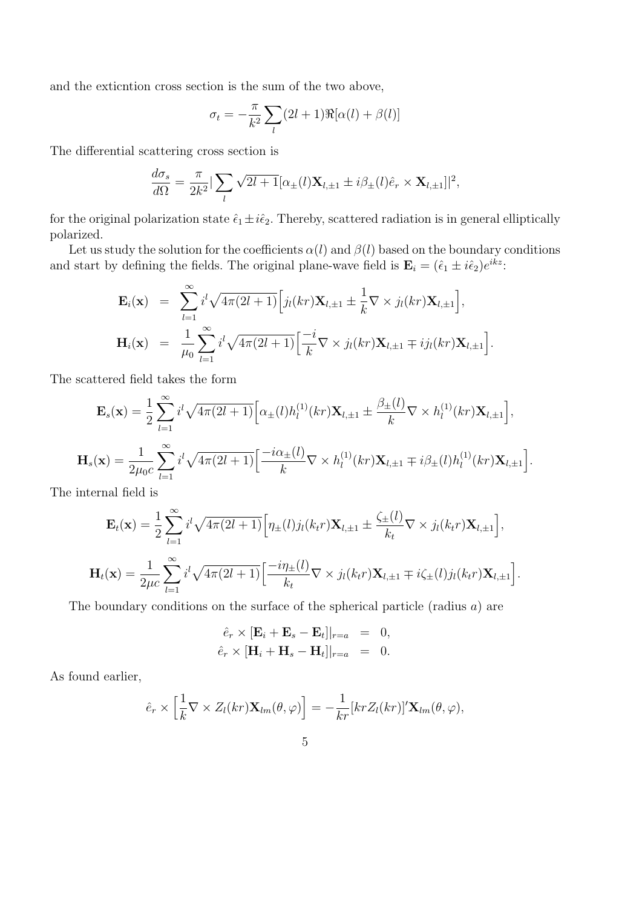and the exticntion cross section is the sum of the two above,

$$\sigma_t = -\frac{\pi}{k^2}\sum_l (2l+1)\Re[\alpha(l) + \beta(l)]$$

The differential scattering cross section is

$$\frac{d\sigma_s}{d\Omega} = \frac{\pi}{2k^2}|\sum_l \sqrt{2l+1}[\alpha_\pm(l)\mathbf{X}_{l,\pm 1} \pm i\beta_\pm(l)\hat{e}_r \times \mathbf{X}_{l,\pm 1}]|^2,$$

for the original polarization state $\hat{\epsilon}_1 \pm i\hat{\epsilon}_2$. Thereby, scattered radiation is in general elliptically polarized.

Let us study the solution for the coefficients $\alpha(l)$ and $\beta(l)$ based on the boundary conditions and start by defining the fields. The original plane-wave field is $\mathbf{E}_i = (\hat{\epsilon}_1 \pm i\hat{\epsilon}_2)e^{ikz}$:

$$\begin{aligned}
\mathbf{E}_i(\mathbf{x}) &= \sum_{l=1}^{\infty} i^l \sqrt{4\pi(2l+1)}\Big[j_l(kr)\mathbf{X}_{l,\pm 1} \pm \frac{1}{k}\nabla \times j_l(kr)\mathbf{X}_{l,\pm 1}\Big], \\
\mathbf{H}_i(\mathbf{x}) &= \frac{1}{\mu_0}\sum_{l=1}^{\infty} i^l \sqrt{4\pi(2l+1)}\Big[\frac{-i}{k}\nabla \times j_l(kr)\mathbf{X}_{l,\pm 1} \mp i j_l(kr)\mathbf{X}_{l,\pm 1}\Big].
\end{aligned}$$

The scattered field takes the form

$$\mathbf{E}_s(\mathbf{x}) = \frac{1}{2}\sum_{l=1}^{\infty} i^l \sqrt{4\pi(2l+1)}\Big[\alpha_\pm(l)h_l^{(1)}(kr)\mathbf{X}_{l,\pm 1} \pm \frac{\beta_\pm(l)}{k}\nabla \times h_l^{(1)}(kr)\mathbf{X}_{l,\pm 1}\Big],$$

$$\mathbf{H}_s(\mathbf{x}) = \frac{1}{2\mu_0 c}\sum_{l=1}^{\infty} i^l \sqrt{4\pi(2l+1)}\Big[\frac{-i\alpha_\pm(l)}{k}\nabla \times h_l^{(1)}(kr)\mathbf{X}_{l,\pm 1} \mp i\beta_\pm(l)h_l^{(1)}(kr)\mathbf{X}_{l,\pm 1}\Big].$$

The internal field is

$$\mathbf{E}_t(\mathbf{x}) = \frac{1}{2}\sum_{l=1}^{\infty} i^l \sqrt{4\pi(2l+1)}\Big[\eta_\pm(l)j_l(k_t r)\mathbf{X}_{l,\pm 1} \pm \frac{\zeta_\pm(l)}{k_t}\nabla \times j_l(k_t r)\mathbf{X}_{l,\pm 1}\Big],$$

$$\mathbf{H}_t(\mathbf{x}) = \frac{1}{2\mu c}\sum_{l=1}^{\infty} i^l \sqrt{4\pi(2l+1)}\Big[\frac{-i\eta_\pm(l)}{k_t}\nabla \times j_l(k_t r)\mathbf{X}_{l,\pm 1} \mp i\zeta_\pm(l)j_l(k_t r)\mathbf{X}_{l,\pm 1}\Big].$$

The boundary conditions on the surface of the spherical particle (radius $a$) are

$$\begin{aligned}
\hat{e}_r \times [\mathbf{E}_i + \mathbf{E}_s - \mathbf{E}_t]|_{r=a} &= 0, \\
\hat{e}_r \times [\mathbf{H}_i + \mathbf{H}_s - \mathbf{H}_t]|_{r=a} &= 0.
\end{aligned}$$

As found earlier,

$$\hat{e}_r \times \Big[\frac{1}{k}\nabla \times Z_l(kr)\mathbf{X}_{lm}(\theta,\varphi)\Big] = -\frac{1}{kr}[krZ_l(kr)]'\mathbf{X}_{lm}(\theta,\varphi),$$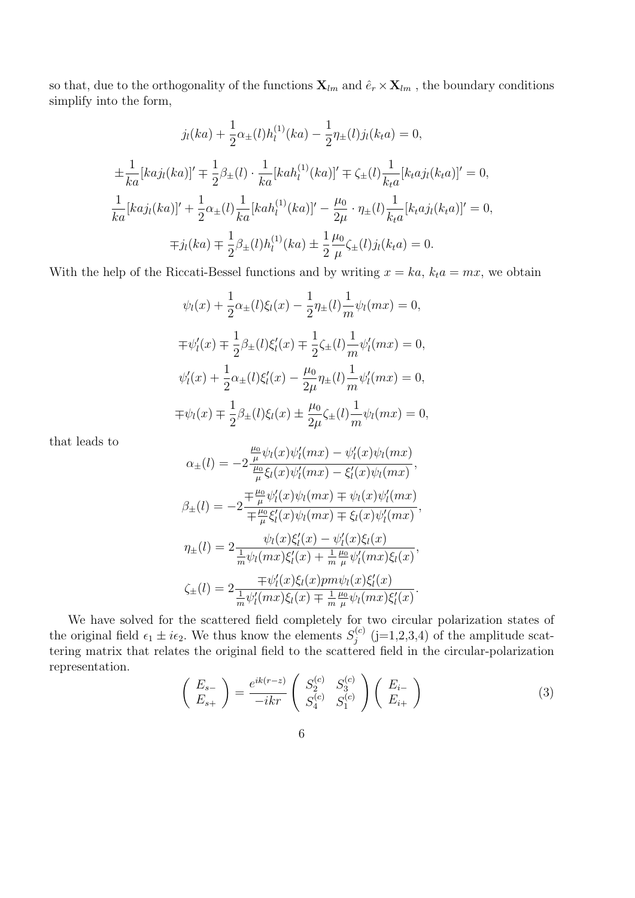so that, due to the orthogonality of the functions $\mathbf{X}_{lm}$ and $\hat{e}_r \times \mathbf{X}_{lm}$ , the boundary conditions simplify into the form,

$$j_l(ka) + \frac{1}{2}\alpha_\pm(l)h_l^{(1)}(ka) - \frac{1}{2}\eta_\pm(l)j_l(k_t a) = 0,$$

$$\pm\frac{1}{ka}[kaj_l(ka)]' \mp \frac{1}{2}\beta_\pm(l)\cdot\frac{1}{ka}[kah_l^{(1)}(ka)]' \mp \zeta_\pm(l)\frac{1}{k_t a}[k_t a j_l(k_t a)]' = 0,$$

$$\frac{1}{ka}[kaj_l(ka)]' + \frac{1}{2}\alpha_\pm(l)\frac{1}{ka}[kah_l^{(1)}(ka)]' - \frac{\mu_0}{2\mu}\cdot\eta_\pm(l)\frac{1}{k_t a}[k_t a j_l(k_t a)]' = 0,$$

$$\mp j_l(ka) \mp \frac{1}{2}\beta_\pm(l)h_l^{(1)}(ka) \pm \frac{1}{2}\frac{\mu_0}{\mu}\zeta_\pm(l)j_l(k_t a) = 0.$$

With the help of the Riccati-Bessel functions and by writing $x = ka$, $k_t a = mx$, we obtain

$$\psi_l(x) + \frac{1}{2}\alpha_\pm(l)\xi_l(x) - \frac{1}{2}\eta_\pm(l)\frac{1}{m}\psi_l(mx) = 0,$$

$$\mp\psi_l'(x) \mp \frac{1}{2}\beta_\pm(l)\xi_l'(x) \mp \frac{1}{2}\zeta_\pm(l)\frac{1}{m}\psi_l'(mx) = 0,$$

$$\psi_l'(x) + \frac{1}{2}\alpha_\pm(l)\xi_l'(x) - \frac{\mu_0}{2\mu}\eta_\pm(l)\frac{1}{m}\psi_l'(mx) = 0,$$

$$\mp\psi_l(x) \mp \frac{1}{2}\beta_\pm(l)\xi_l(x) \pm \frac{\mu_0}{2\mu}\zeta_\pm(l)\frac{1}{m}\psi_l(mx) = 0,$$

that leads to

$$\alpha_\pm(l) = -2\frac{\frac{\mu_0}{\mu}\psi_l(x)\psi_l'(mx) - \psi_l'(x)\psi_l(mx)}{\frac{\mu_0}{\mu}\xi_l(x)\psi_l'(mx) - \xi_l'(x)\psi_l(mx)},$$

$$\beta_\pm(l) = -2\frac{\mp\frac{\mu_0}{\mu}\psi_l'(x)\psi_l(mx) \mp \psi_l(x)\psi_l'(mx)}{\mp\frac{\mu_0}{\mu}\xi_l'(x)\psi_l(mx) \mp \xi_l(x)\psi_l'(mx)},$$

$$\eta_\pm(l) = 2\frac{\psi_l(x)\xi_l'(x) - \psi_l'(x)\xi_l(x)}{\frac{1}{m}\psi_l(mx)\xi_l'(x) + \frac{1}{m}\frac{\mu_0}{\mu}\psi_l'(mx)\xi_l(x)},$$

$$\zeta_\pm(l) = 2\frac{\mp\psi_l'(x)\xi_l(x)pm\psi_l(x)\xi_l'(x)}{\frac{1}{m}\psi_l'(mx)\xi_l(x) \mp \frac{1}{m}\frac{\mu_0}{\mu}\psi_l(mx)\xi_l'(x)}.$$

We have solved for the scattered field completely for two circular polarization states of the original field $\epsilon_1 \pm i\epsilon_2$. We thus know the elements $S_j^{(c)}$ (j=1,2,3,4) of the amplitude scattering matrix that relates the original field to the scattered field in the circular-polarization representation.

$$\begin{pmatrix} E_{s-} \\ E_{s+} \end{pmatrix} = \frac{e^{ik(r-z)}}{-ikr}\begin{pmatrix} S_2^{(c)} & S_3^{(c)} \\ S_4^{(c)} & S_1^{(c)} \end{pmatrix}\begin{pmatrix} E_{i-} \\ E_{i+} \end{pmatrix} \tag{3}$$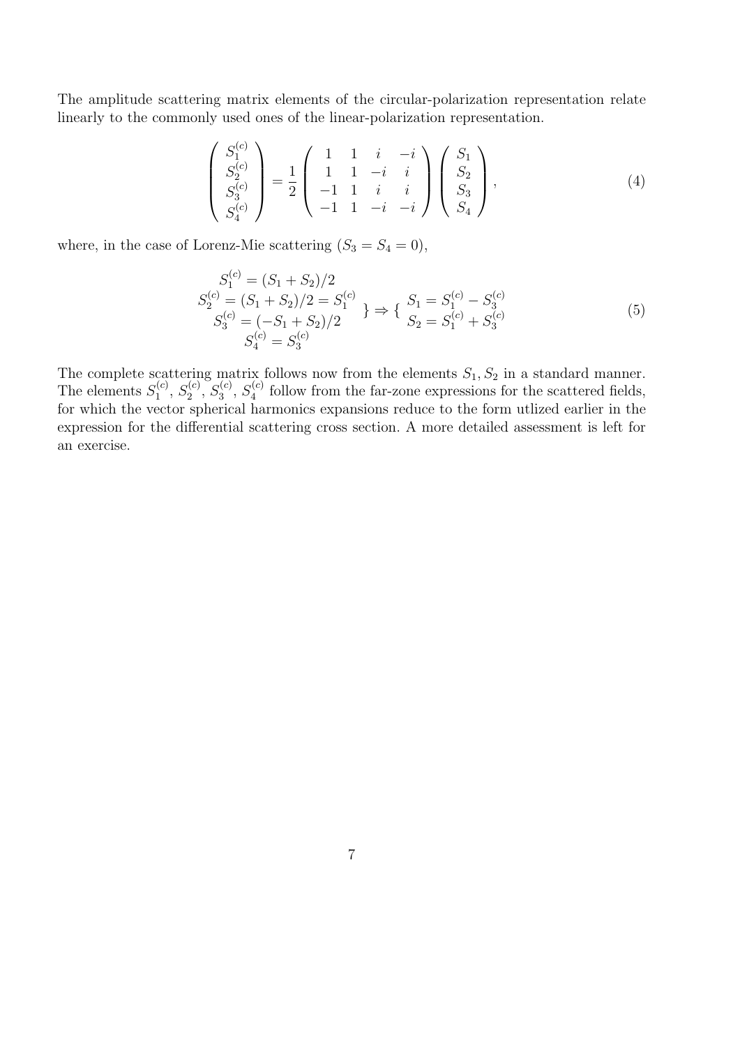The amplitude scattering matrix elements of the circular-polarization representation relate linearly to the commonly used ones of the linear-polarization representation.

$$
\begin{pmatrix} S_1^{(c)} \\ S_2^{(c)} \\ S_3^{(c)} \\ S_4^{(c)} \end{pmatrix} = \frac{1}{2} \begin{pmatrix} 1 & 1 & i & -i \\ 1 & 1 & -i & i \\ -1 & 1 & i & i \\ -1 & 1 & -i & -i \end{pmatrix} \begin{pmatrix} S_1 \\ S_2 \\ S_3 \\ S_4 \end{pmatrix}, \tag{4}
$$

where, in the case of Lorenz-Mie scattering ($S_3 = S_4 = 0$),

$$
\left.\begin{array}{c} S_1^{(c)} = (S_1 + S_2)/2 \\ S_2^{(c)} = (S_1 + S_2)/2 = S_1^{(c)} \\ S_3^{(c)} = (-S_1 + S_2)/2 \\ S_4^{(c)} = S_3^{(c)} \end{array}\right\} \Rightarrow \left\{ \begin{array}{l} S_1 = S_1^{(c)} - S_3^{(c)} \\ S_2 = S_1^{(c)} + S_3^{(c)} \end{array}\right. \tag{5}
$$

The complete scattering matrix follows now from the elements $S_1, S_2$ in a standard manner. The elements $S_1^{(c)}$, $S_2^{(c)}$, $S_3^{(c)}$, $S_4^{(c)}$ follow from the far-zone expressions for the scattered fields, for which the vector spherical harmonics expansions reduce to the form utlized earlier in the expression for the differential scattering cross section. A more detailed assessment is left for an exercise.